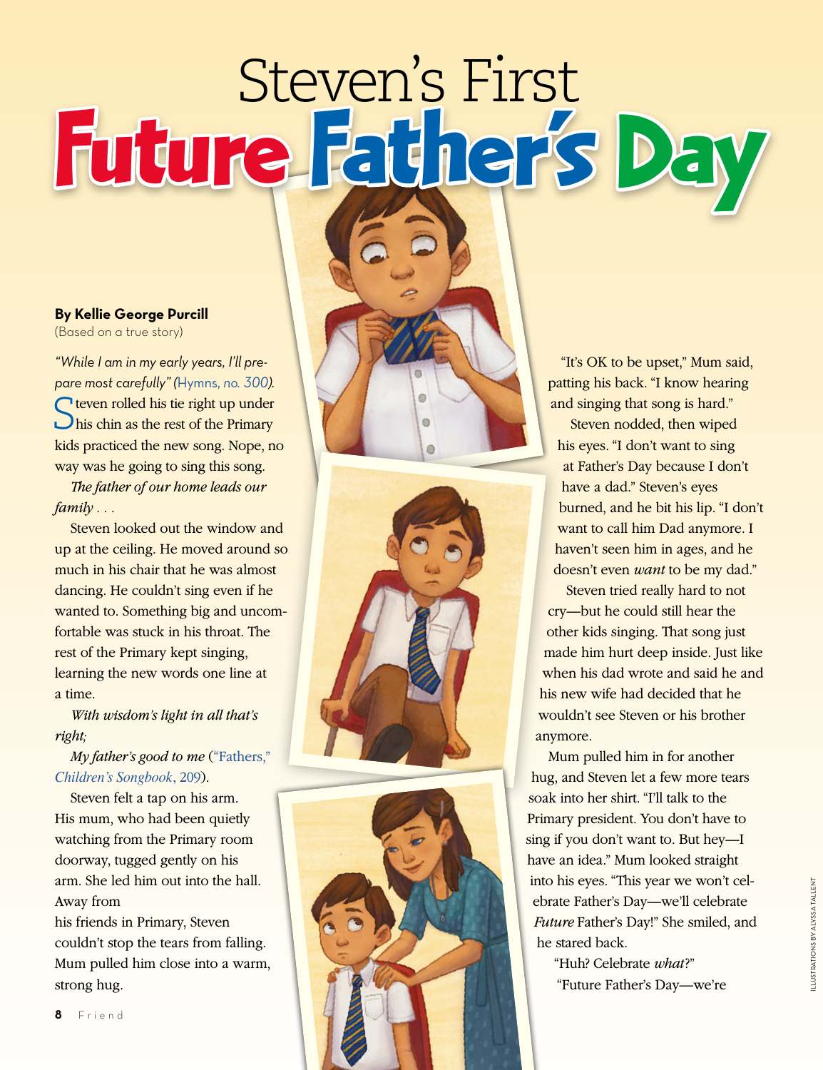# Steven's First Future Father's Day

**By Kellie George Purcill**
(Based on a true story)

*"While I am in my early years, I'll prepare most carefully"* (Hymns, no. 300).

Steven rolled his tie right up under his chin as the rest of the Primary kids practiced the new song. Nope, no way was he going to sing this song.

*The father of our home leads our family . . .*

Steven looked out the window and up at the ceiling. He moved around so much in his chair that he was almost dancing. He couldn't sing even if he wanted to. Something big and uncomfortable was stuck in his throat. The rest of the Primary kept singing, learning the new words one line at a time.

*With wisdom's light in all that's right;*

*My father's good to me* ("Fathers," *Children's Songbook*, 209).

Steven felt a tap on his arm. His mum, who had been quietly watching from the Primary room doorway, tugged gently on his arm. She led him out into the hall. Away from his friends in Primary, Steven couldn't stop the tears from falling. Mum pulled him close into a warm, strong hug.

"It's OK to be upset," Mum said, patting his back. "I know hearing and singing that song is hard."

Steven nodded, then wiped his eyes. "I don't want to sing at Father's Day because I don't have a dad." Steven's eyes burned, and he bit his lip. "I don't want to call him Dad anymore. I haven't seen him in ages, and he doesn't even *want* to be my dad."

Steven tried really hard to not cry—but he could still hear the other kids singing. That song just made him hurt deep inside. Just like when his dad wrote and said he and his new wife had decided that he wouldn't see Steven or his brother anymore.

Mum pulled him in for another hug, and Steven let a few more tears soak into her shirt. "I'll talk to the Primary president. You don't have to sing if you don't want to. But hey—I have an idea." Mum looked straight into his eyes. "This year we won't celebrate Father's Day—we'll celebrate *Future* Father's Day!" She smiled, and he stared back.

"Huh? Celebrate *what*?"

"Future Father's Day—we're

ILLUSTRATIONS BY ALYSSA TALLENT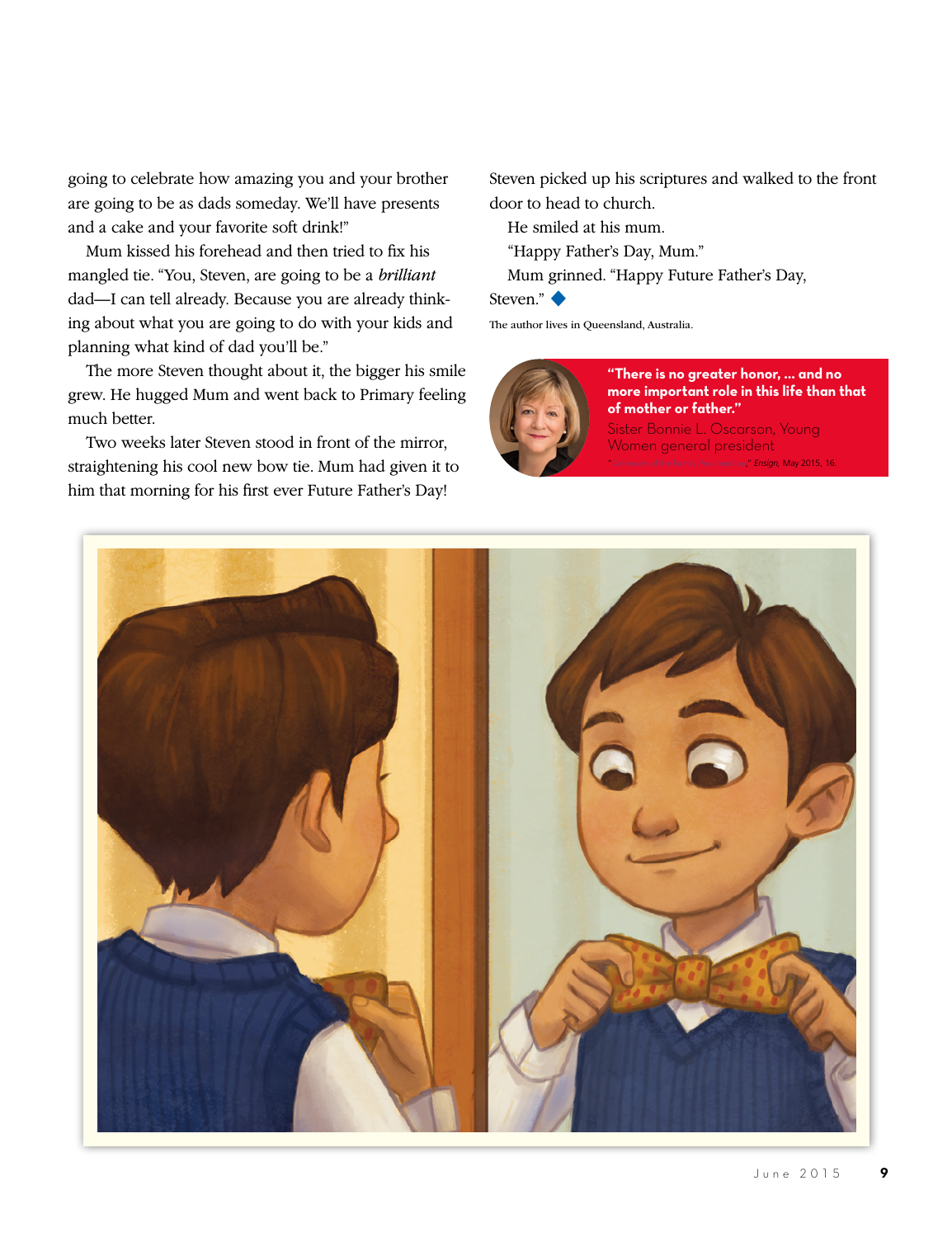going to celebrate how amazing you and your brother are going to be as dads someday. We'll have presents and a cake and your favorite soft drink!"

Mum kissed his forehead and then tried to fix his mangled tie. "You, Steven, are going to be a *brilliant* dad—I can tell already. Because you are already thinking about what you are going to do with your kids and planning what kind of dad you'll be."

The more Steven thought about it, the bigger his smile grew. He hugged Mum and went back to Primary feeling much better.

Two weeks later Steven stood in front of the mirror, straightening his cool new bow tie. Mum had given it to him that morning for his first ever Future Father's Day!

Steven picked up his scriptures and walked to the front door to head to church.

He smiled at his mum.

"Happy Father's Day, Mum."

Mum grinned. "Happy Future Father's Day, Steven." ◆

The author lives in Queensland, Australia.

**"There is no greater honor, … and no more important role in this life than that of mother or father."**

Sister Bonnie L. Oscarson, Young Women general president

"Defenders of the Family Proclamation," *Ensign*, May 2015, 16.